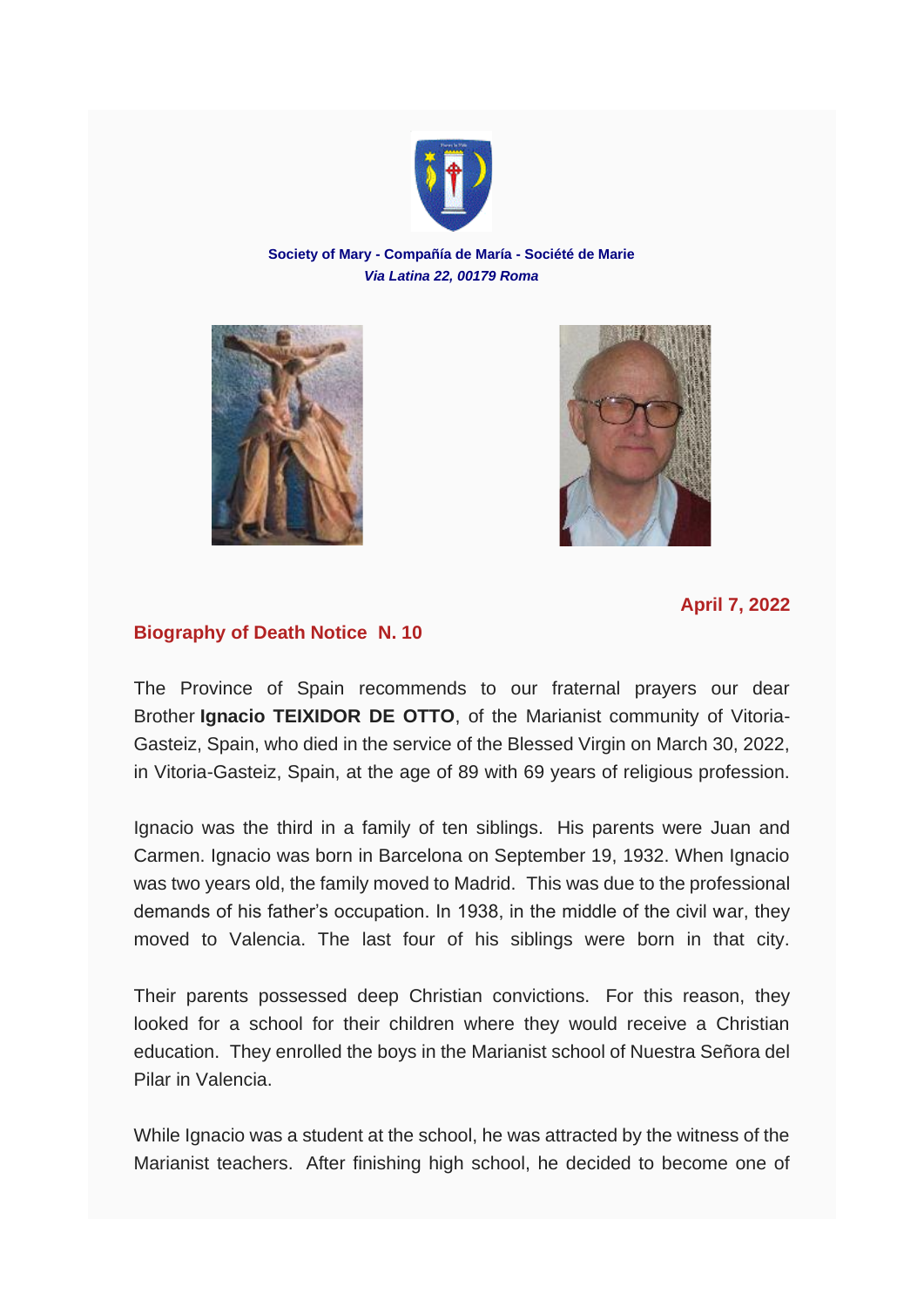**Society of Mary - Compañía de María - Société de Marie**
***Via Latina 22, 00179 Roma***

**April 7, 2022**

## Biography of Death Notice N. 10

The Province of Spain recommends to our fraternal prayers our dear Brother **Ignacio TEIXIDOR DE OTTO**, of the Marianist community of Vitoria-Gasteiz, Spain, who died in the service of the Blessed Virgin on March 30, 2022, in Vitoria-Gasteiz, Spain, at the age of 89 with 69 years of religious profession.

Ignacio was the third in a family of ten siblings. His parents were Juan and Carmen. Ignacio was born in Barcelona on September 19, 1932. When Ignacio was two years old, the family moved to Madrid. This was due to the professional demands of his father's occupation. In 1938, in the middle of the civil war, they moved to Valencia. The last four of his siblings were born in that city.

Their parents possessed deep Christian convictions. For this reason, they looked for a school for their children where they would receive a Christian education. They enrolled the boys in the Marianist school of Nuestra Señora del Pilar in Valencia.

While Ignacio was a student at the school, he was attracted by the witness of the Marianist teachers. After finishing high school, he decided to become one of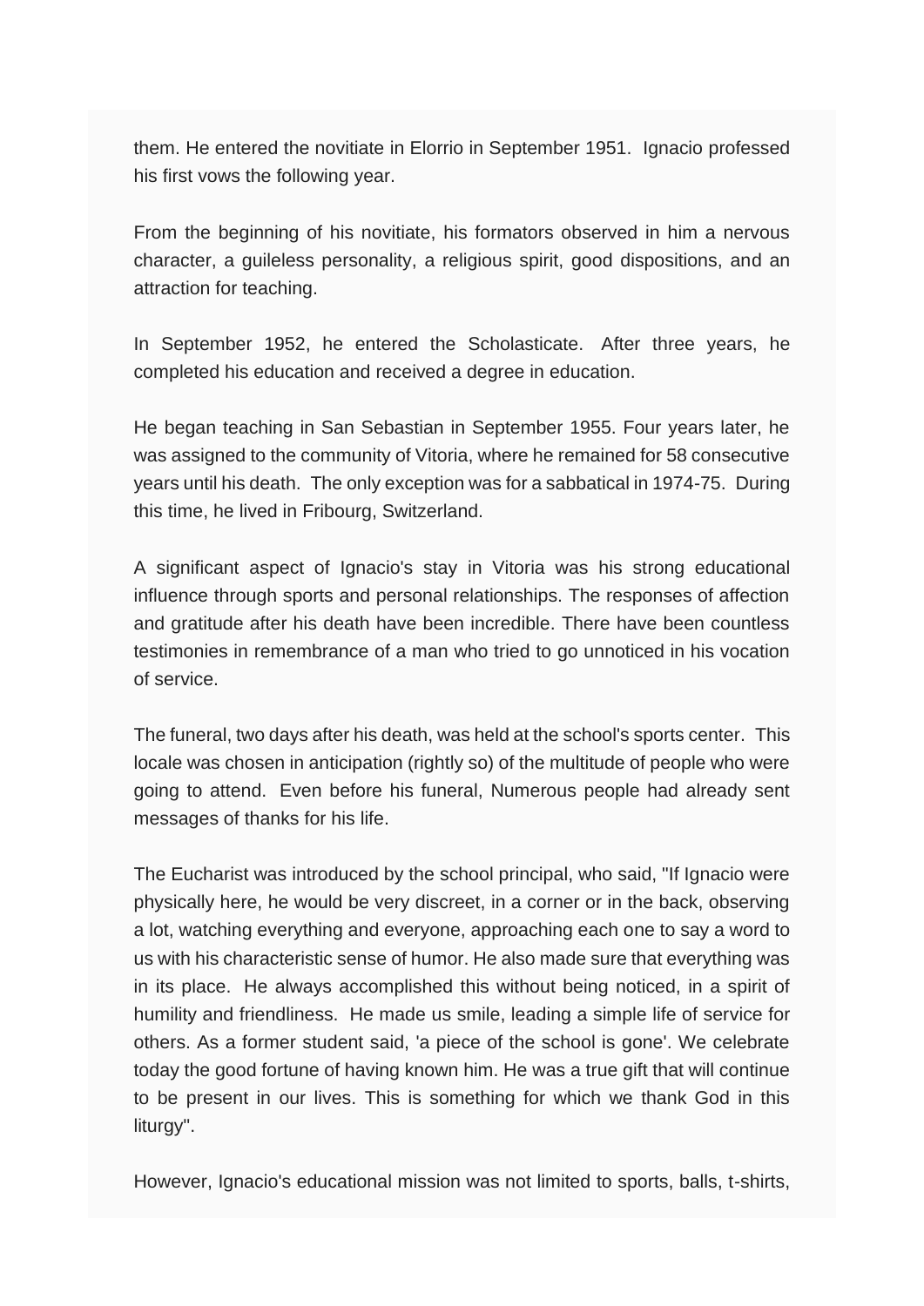them. He entered the novitiate in Elorrio in September 1951. Ignacio professed his first vows the following year.

From the beginning of his novitiate, his formators observed in him a nervous character, a guileless personality, a religious spirit, good dispositions, and an attraction for teaching.

In September 1952, he entered the Scholasticate. After three years, he completed his education and received a degree in education.

He began teaching in San Sebastian in September 1955. Four years later, he was assigned to the community of Vitoria, where he remained for 58 consecutive years until his death. The only exception was for a sabbatical in 1974-75. During this time, he lived in Fribourg, Switzerland.

A significant aspect of Ignacio's stay in Vitoria was his strong educational influence through sports and personal relationships. The responses of affection and gratitude after his death have been incredible. There have been countless testimonies in remembrance of a man who tried to go unnoticed in his vocation of service.

The funeral, two days after his death, was held at the school's sports center. This locale was chosen in anticipation (rightly so) of the multitude of people who were going to attend. Even before his funeral, Numerous people had already sent messages of thanks for his life.

The Eucharist was introduced by the school principal, who said, "If Ignacio were physically here, he would be very discreet, in a corner or in the back, observing a lot, watching everything and everyone, approaching each one to say a word to us with his characteristic sense of humor. He also made sure that everything was in its place. He always accomplished this without being noticed, in a spirit of humility and friendliness. He made us smile, leading a simple life of service for others. As a former student said, 'a piece of the school is gone'. We celebrate today the good fortune of having known him. He was a true gift that will continue to be present in our lives. This is something for which we thank God in this liturgy".

However, Ignacio's educational mission was not limited to sports, balls, t-shirts,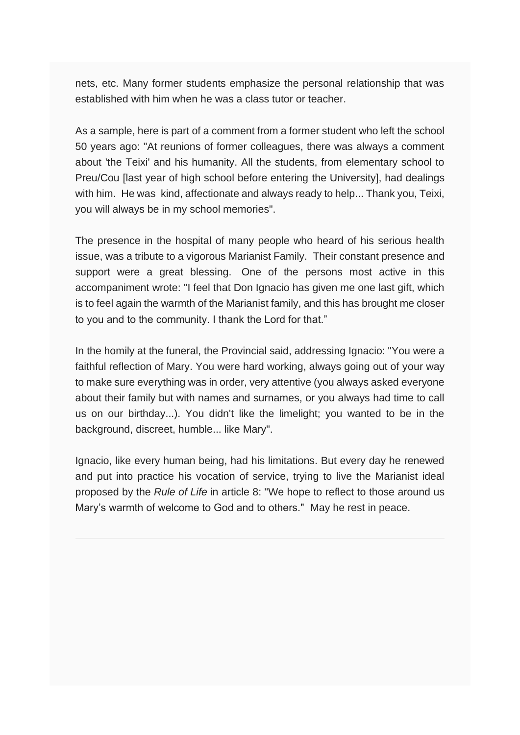nets, etc. Many former students emphasize the personal relationship that was established with him when he was a class tutor or teacher.

As a sample, here is part of a comment from a former student who left the school 50 years ago: "At reunions of former colleagues, there was always a comment about 'the Teixi' and his humanity. All the students, from elementary school to Preu/Cou [last year of high school before entering the University], had dealings with him. He was kind, affectionate and always ready to help... Thank you, Teixi, you will always be in my school memories".

The presence in the hospital of many people who heard of his serious health issue, was a tribute to a vigorous Marianist Family. Their constant presence and support were a great blessing. One of the persons most active in this accompaniment wrote: "I feel that Don Ignacio has given me one last gift, which is to feel again the warmth of the Marianist family, and this has brought me closer to you and to the community. I thank the Lord for that."

In the homily at the funeral, the Provincial said, addressing Ignacio: "You were a faithful reflection of Mary. You were hard working, always going out of your way to make sure everything was in order, very attentive (you always asked everyone about their family but with names and surnames, or you always had time to call us on our birthday...). You didn't like the limelight; you wanted to be in the background, discreet, humble... like Mary".

Ignacio, like every human being, had his limitations. But every day he renewed and put into practice his vocation of service, trying to live the Marianist ideal proposed by the *Rule of Life* in article 8: "We hope to reflect to those around us Mary's warmth of welcome to God and to others." May he rest in peace.

---